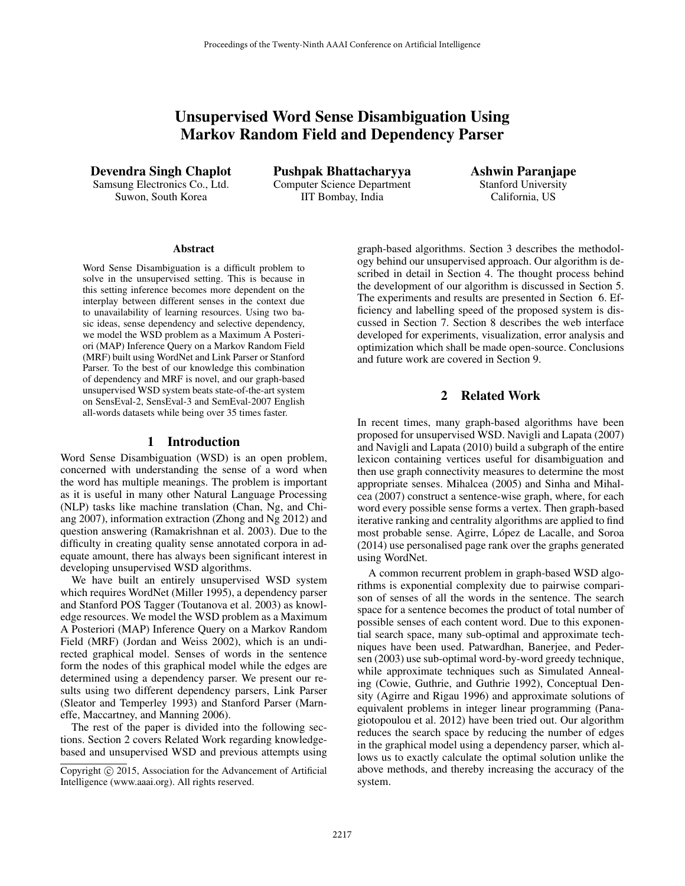# Unsupervised Word Sense Disambiguation Using Markov Random Field and Dependency Parser

**Devendra Singh Chaplot**
Samsung Electronics Co., Ltd.
Suwon, South Korea

**Pushpak Bhattacharyya**
Computer Science Department
IIT Bombay, India

**Ashwin Paranjape**
Stanford University
California, US

### Abstract

Word Sense Disambiguation is a difficult problem to solve in the unsupervised setting. This is because in this setting inference becomes more dependent on the interplay between different senses in the context due to unavailability of learning resources. Using two basic ideas, sense dependency and selective dependency, we model the WSD problem as a Maximum A Posteriori (MAP) Inference Query on a Markov Random Field (MRF) built using WordNet and Link Parser or Stanford Parser. To the best of our knowledge this combination of dependency and MRF is novel, and our graph-based unsupervised WSD system beats state-of-the-art system on SensEval-2, SensEval-3 and SemEval-2007 English all-words datasets while being over 35 times faster.

## 1 Introduction

Word Sense Disambiguation (WSD) is an open problem, concerned with understanding the sense of a word when the word has multiple meanings. The problem is important as it is useful in many other Natural Language Processing (NLP) tasks like machine translation (Chan, Ng, and Chiang 2007), information extraction (Zhong and Ng 2012) and question answering (Ramakrishnan et al. 2003). Due to the difficulty in creating quality sense annotated corpora in adequate amount, there has always been significant interest in developing unsupervised WSD algorithms.

We have built an entirely unsupervised WSD system which requires WordNet (Miller 1995), a dependency parser and Stanford POS Tagger (Toutanova et al. 2003) as knowledge resources. We model the WSD problem as a Maximum A Posteriori (MAP) Inference Query on a Markov Random Field (MRF) (Jordan and Weiss 2002), which is an undirected graphical model. Senses of words in the sentence form the nodes of this graphical model while the edges are determined using a dependency parser. We present our results using two different dependency parsers, Link Parser (Sleator and Temperley 1993) and Stanford Parser (Marneffe, Maccartney, and Manning 2006).

The rest of the paper is divided into the following sections. Section 2 covers Related Work regarding knowledge-based and unsupervised WSD and previous attempts using graph-based algorithms. Section 3 describes the methodology behind our unsupervised approach. Our algorithm is described in detail in Section 4. The thought process behind the development of our algorithm is discussed in Section 5. The experiments and results are presented in Section 6. Efficiency and labelling speed of the proposed system is discussed in Section 7. Section 8 describes the web interface developed for experiments, visualization, error analysis and optimization which shall be made open-source. Conclusions and future work are covered in Section 9.

## 2 Related Work

In recent times, many graph-based algorithms have been proposed for unsupervised WSD. Navigli and Lapata (2007) and Navigli and Lapata (2010) build a subgraph of the entire lexicon containing vertices useful for disambiguation and then use graph connectivity measures to determine the most appropriate senses. Mihalcea (2005) and Sinha and Mihalcea (2007) construct a sentence-wise graph, where, for each word every possible sense forms a vertex. Then graph-based iterative ranking and centrality algorithms are applied to find most probable sense. Agirre, López de Lacalle, and Soroa (2014) use personalised page rank over the graphs generated using WordNet.

A common recurrent problem in graph-based WSD algorithms is exponential complexity due to pairwise comparison of senses of all the words in the sentence. The search space for a sentence becomes the product of total number of possible senses of each content word. Due to this exponential search space, many sub-optimal and approximate techniques have been used. Patwardhan, Banerjee, and Pedersen (2003) use sub-optimal word-by-word greedy technique, while approximate techniques such as Simulated Annealing (Cowie, Guthrie, and Guthrie 1992), Conceptual Density (Agirre and Rigau 1996) and approximate solutions of equivalent problems in integer linear programming (Panagiotopoulou et al. 2012) have been tried out. Our algorithm reduces the search space by reducing the number of edges in the graphical model using a dependency parser, which allows us to exactly calculate the optimal solution unlike the above methods, and thereby increasing the accuracy of the system.

Copyright © 2015, Association for the Advancement of Artificial Intelligence (www.aaai.org). All rights reserved.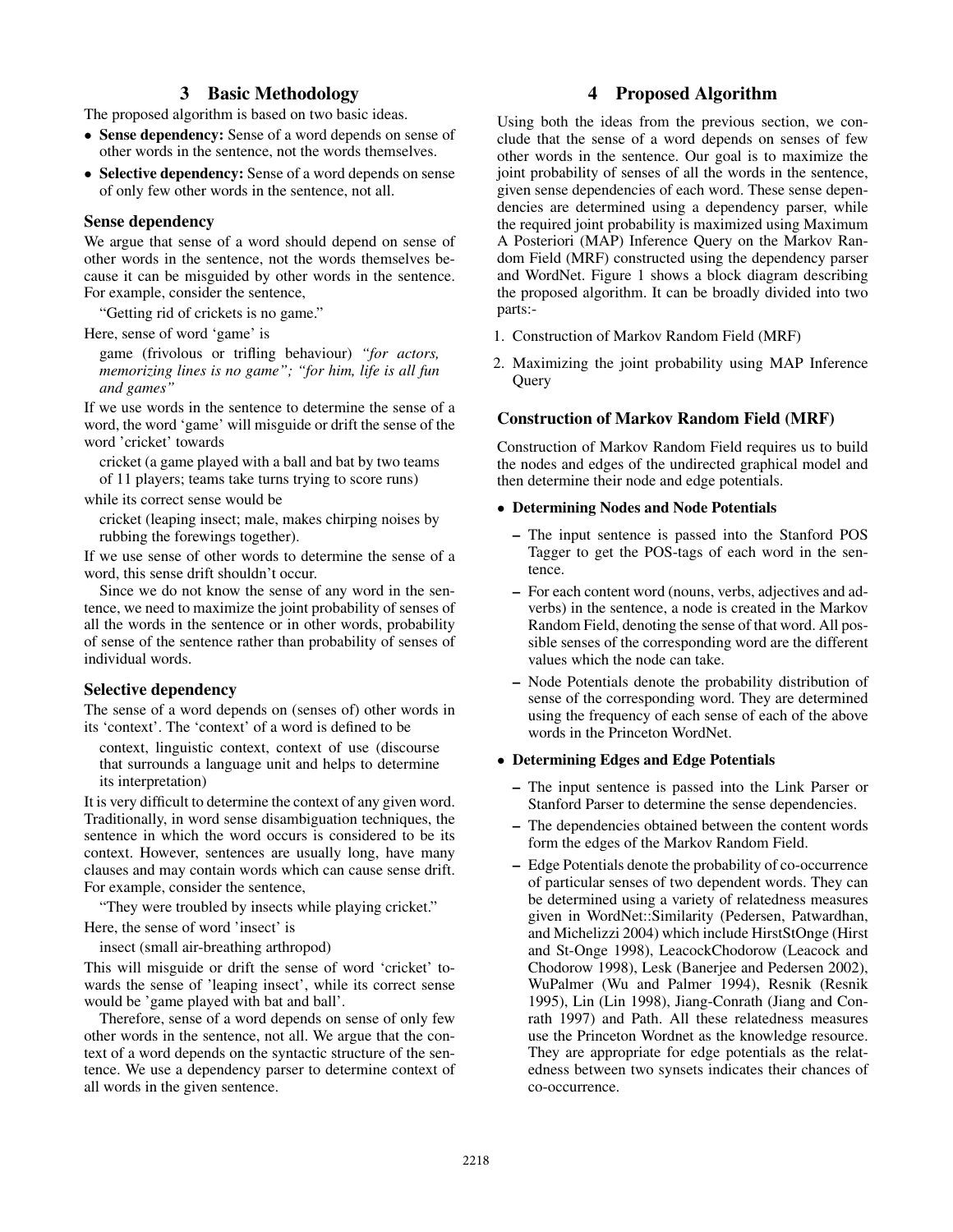## 3 Basic Methodology

The proposed algorithm is based on two basic ideas.

- **Sense dependency:** Sense of a word depends on sense of other words in the sentence, not the words themselves.
- **Selective dependency:** Sense of a word depends on sense of only few other words in the sentence, not all.

### Sense dependency

We argue that sense of a word should depend on sense of other words in the sentence, not the words themselves because it can be misguided by other words in the sentence. For example, consider the sentence,

"Getting rid of crickets is no game."

Here, sense of word 'game' is

game (frivolous or trifling behaviour) *"for actors, memorizing lines is no game"; "for him, life is all fun and games"*

If we use words in the sentence to determine the sense of a word, the word 'game' will misguide or drift the sense of the word 'cricket' towards

cricket (a game played with a ball and bat by two teams of 11 players; teams take turns trying to score runs)

while its correct sense would be

cricket (leaping insect; male, makes chirping noises by rubbing the forewings together).

If we use sense of other words to determine the sense of a word, this sense drift shouldn't occur.

Since we do not know the sense of any word in the sentence, we need to maximize the joint probability of senses of all the words in the sentence or in other words, probability of sense of the sentence rather than probability of senses of individual words.

### Selective dependency

The sense of a word depends on (senses of) other words in its 'context'. The 'context' of a word is defined to be

context, linguistic context, context of use (discourse that surrounds a language unit and helps to determine its interpretation)

It is very difficult to determine the context of any given word. Traditionally, in word sense disambiguation techniques, the sentence in which the word occurs is considered to be its context. However, sentences are usually long, have many clauses and may contain words which can cause sense drift. For example, consider the sentence,

"They were troubled by insects while playing cricket."

Here, the sense of word 'insect' is

insect (small air-breathing arthropod)

This will misguide or drift the sense of word 'cricket' towards the sense of 'leaping insect', while its correct sense would be 'game played with bat and ball'.

Therefore, sense of a word depends on sense of only few other words in the sentence, not all. We argue that the context of a word depends on the syntactic structure of the sentence. We use a dependency parser to determine context of all words in the given sentence.

## 4 Proposed Algorithm

Using both the ideas from the previous section, we conclude that the sense of a word depends on senses of few other words in the sentence. Our goal is to maximize the joint probability of senses of all the words in the sentence, given sense dependencies of each word. These sense dependencies are determined using a dependency parser, while the required joint probability is maximized using Maximum A Posteriori (MAP) Inference Query on the Markov Random Field (MRF) constructed using the dependency parser and WordNet. Figure 1 shows a block diagram describing the proposed algorithm. It can be broadly divided into two parts:-

1. Construction of Markov Random Field (MRF)
2. Maximizing the joint probability using MAP Inference Query

### Construction of Markov Random Field (MRF)

Construction of Markov Random Field requires us to build the nodes and edges of the undirected graphical model and then determine their node and edge potentials.

- **Determining Nodes and Node Potentials**
  - The input sentence is passed into the Stanford POS Tagger to get the POS-tags of each word in the sentence.
  - For each content word (nouns, verbs, adjectives and adverbs) in the sentence, a node is created in the Markov Random Field, denoting the sense of that word. All possible senses of the corresponding word are the different values which the node can take.
  - Node Potentials denote the probability distribution of sense of the corresponding word. They are determined using the frequency of each sense of each of the above words in the Princeton WordNet.
- **Determining Edges and Edge Potentials**
  - The input sentence is passed into the Link Parser or Stanford Parser to determine the sense dependencies.
  - The dependencies obtained between the content words form the edges of the Markov Random Field.
  - Edge Potentials denote the probability of co-occurrence of particular senses of two dependent words. They can be determined using a variety of relatedness measures given in WordNet::Similarity (Pedersen, Patwardhan, and Michelizzi 2004) which include HirstStOnge (Hirst and St-Onge 1998), LeacockChodorow (Leacock and Chodorow 1998), Lesk (Banerjee and Pedersen 2002), WuPalmer (Wu and Palmer 1994), Resnik (Resnik 1995), Lin (Lin 1998), Jiang-Conrath (Jiang and Conrath 1997) and Path. All these relatedness measures use the Princeton Wordnet as the knowledge resource. They are appropriate for edge potentials as the relatedness between two synsets indicates their chances of co-occurrence.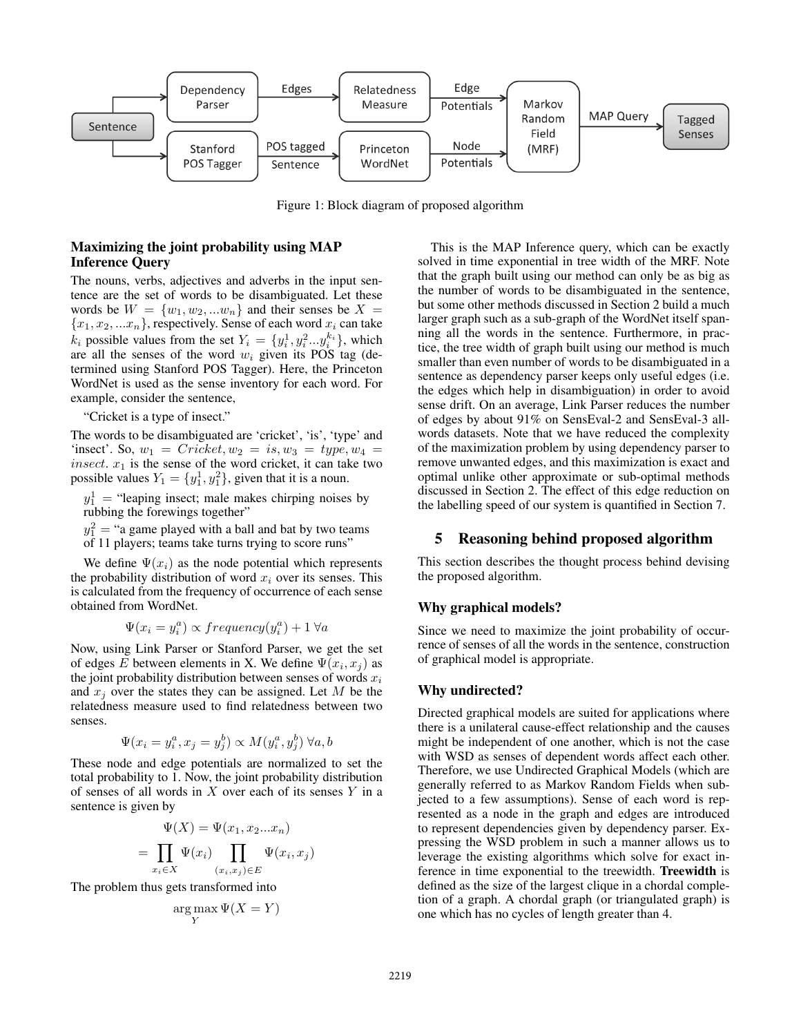Figure 1: Block diagram of proposed algorithm

### Maximizing the joint probability using MAP Inference Query

The nouns, verbs, adjectives and adverbs in the input sentence are the set of words to be disambiguated. Let these words be $W = \{w_1, w_2, ...w_n\}$ and their senses be $X = \{x_1, x_2, ...x_n\}$, respectively. Sense of each word $x_i$ can take $k_i$ possible values from the set $Y_i = \{y_i^1, y_i^2...y_i^{k_i}\}$, which are all the senses of the word $w_i$ given its POS tag (determined using Stanford POS Tagger). Here, the Princeton WordNet is used as the sense inventory for each word. For example, consider the sentence,

"Cricket is a type of insect."

The words to be disambiguated are 'cricket', 'is', 'type' and 'insect'. So, $w_1 = Cricket, w_2 = is, w_3 = type, w_4 = insect$. $x_1$ is the sense of the word cricket, it can take two possible values $Y_1 = \{y_1^1, y_1^2\}$, given that it is a noun.

$y_1^1$ = "leaping insect; male makes chirping noises by rubbing the forewings together"

$y_1^2$ = "a game played with a ball and bat by two teams of 11 players; teams take turns trying to score runs"

We define $\Psi(x_i)$ as the node potential which represents the probability distribution of word $x_i$ over its senses. This is calculated from the frequency of occurrence of each sense obtained from WordNet.

$$\Psi(x_i = y_i^a) \propto frequency(y_i^a) + 1 \; \forall a$$

Now, using Link Parser or Stanford Parser, we get the set of edges $E$ between elements in X. We define $\Psi(x_i, x_j)$ as the joint probability distribution between senses of words $x_i$ and $x_j$ over the states they can be assigned. Let $M$ be the relatedness measure used to find relatedness between two senses.

$$\Psi(x_i = y_i^a, x_j = y_j^b) \propto M(y_i^a, y_j^b) \; \forall a, b$$

These node and edge potentials are normalized to set the total probability to 1. Now, the joint probability distribution of senses of all words in $X$ over each of its senses $Y$ in a sentence is given by

$$\Psi(X) = \Psi(x_1, x_2...x_n)$$

$$= \prod_{x_i \in X} \Psi(x_i) \prod_{(x_i, x_j) \in E} \Psi(x_i, x_j)$$

The problem thus gets transformed into

$$\arg\max_Y \Psi(X = Y)$$

This is the MAP Inference query, which can be exactly solved in time exponential in tree width of the MRF. Note that the graph built using our method can only be as big as the number of words to be disambiguated in the sentence, but some other methods discussed in Section 2 build a much larger graph such as a sub-graph of the WordNet itself spanning all the words in the sentence. Furthermore, in practice, the tree width of graph built using our method is much smaller than even number of words to be disambiguated in a sentence as dependency parser keeps only useful edges (i.e. the edges which help in disambiguation) in order to avoid sense drift. On an average, Link Parser reduces the number of edges by about 91% on SensEval-2 and SensEval-3 all-words datasets. Note that we have reduced the complexity of the maximization problem by using dependency parser to remove unwanted edges, and this maximization is exact and optimal unlike other approximate or sub-optimal methods discussed in Section 2. The effect of this edge reduction on the labelling speed of our system is quantified in Section 7.

## 5 Reasoning behind proposed algorithm

This section describes the thought process behind devising the proposed algorithm.

### Why graphical models?

Since we need to maximize the joint probability of occurrence of senses of all the words in the sentence, construction of graphical model is appropriate.

### Why undirected?

Directed graphical models are suited for applications where there is a unilateral cause-effect relationship and the causes might be independent of one another, which is not the case with WSD as senses of dependent words affect each other. Therefore, we use Undirected Graphical Models (which are generally referred to as Markov Random Fields when subjected to a few assumptions). Sense of each word is represented as a node in the graph and edges are introduced to represent dependencies given by dependency parser. Expressing the WSD problem in such a manner allows us to leverage the existing algorithms which solve for exact inference in time exponential to the treewidth. **Treewidth** is defined as the size of the largest clique in a chordal completion of a graph. A chordal graph (or triangulated graph) is one which has no cycles of length greater than 4.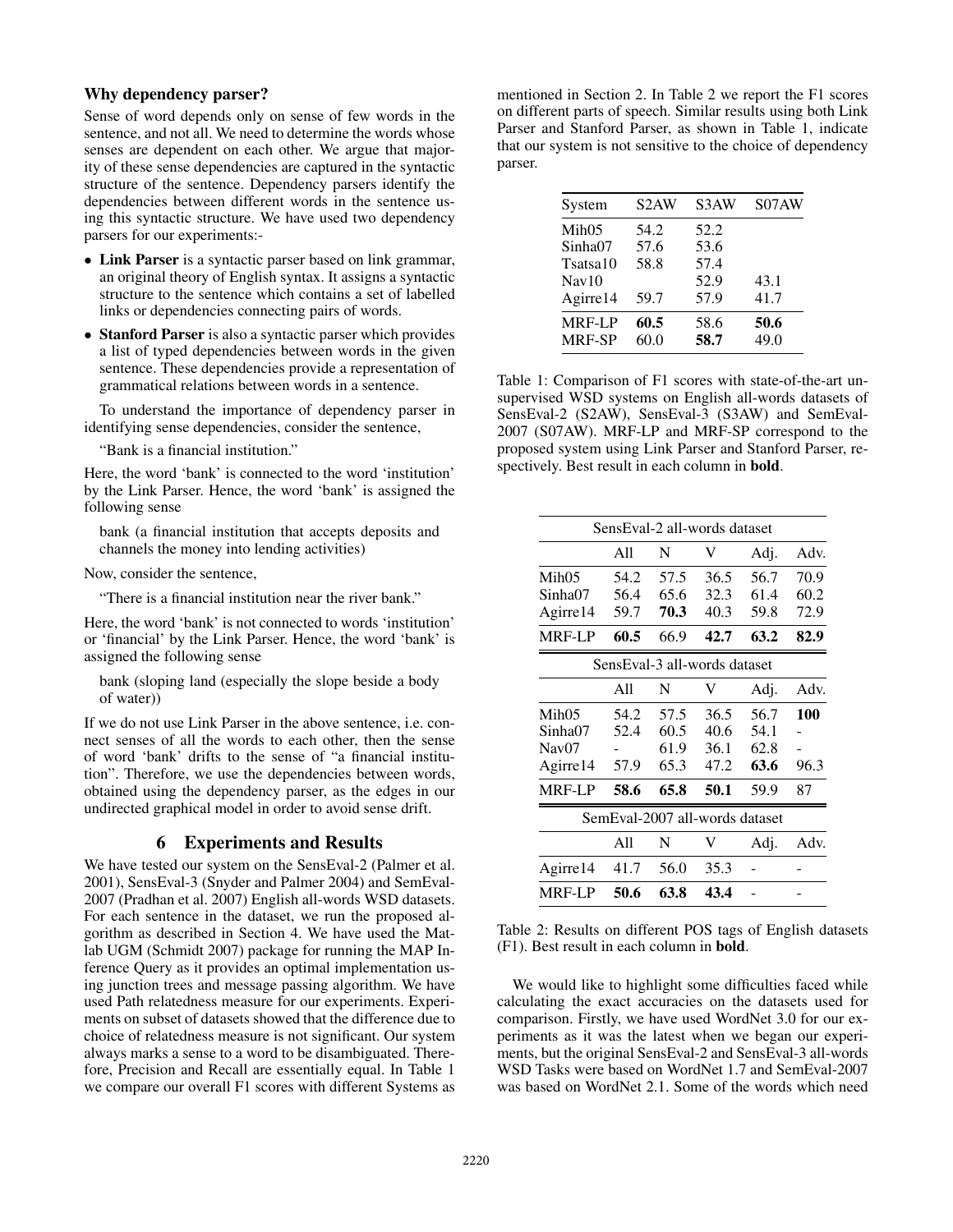### Why dependency parser?

Sense of word depends only on sense of few words in the sentence, and not all. We need to determine the words whose senses are dependent on each other. We argue that majority of these sense dependencies are captured in the syntactic structure of the sentence. Dependency parsers identify the dependencies between different words in the sentence using this syntactic structure. We have used two dependency parsers for our experiments:-

- **Link Parser** is a syntactic parser based on link grammar, an original theory of English syntax. It assigns a syntactic structure to the sentence which contains a set of labelled links or dependencies connecting pairs of words.
- **Stanford Parser** is also a syntactic parser which provides a list of typed dependencies between words in the given sentence. These dependencies provide a representation of grammatical relations between words in a sentence.

To understand the importance of dependency parser in identifying sense dependencies, consider the sentence,

"Bank is a financial institution."

Here, the word 'bank' is connected to the word 'institution' by the Link Parser. Hence, the word 'bank' is assigned the following sense

bank (a financial institution that accepts deposits and channels the money into lending activities)

Now, consider the sentence,

"There is a financial institution near the river bank."

Here, the word 'bank' is not connected to words 'institution' or 'financial' by the Link Parser. Hence, the word 'bank' is assigned the following sense

bank (sloping land (especially the slope beside a body of water))

If we do not use Link Parser in the above sentence, i.e. connect senses of all the words to each other, then the sense of word 'bank' drifts to the sense of "a financial institution". Therefore, we use the dependencies between words, obtained using the dependency parser, as the edges in our undirected graphical model in order to avoid sense drift.

## 6 Experiments and Results

We have tested our system on the SensEval-2 (Palmer et al. 2001), SensEval-3 (Snyder and Palmer 2004) and SemEval-2007 (Pradhan et al. 2007) English all-words WSD datasets. For each sentence in the dataset, we run the proposed algorithm as described in Section 4. We have used the Matlab UGM (Schmidt 2007) package for running the MAP Inference Query as it provides an optimal implementation using junction trees and message passing algorithm. We have used Path relatedness measure for our experiments. Experiments on subset of datasets showed that the difference due to choice of relatedness measure is not significant. Our system always marks a sense to a word to be disambiguated. Therefore, Precision and Recall are essentially equal. In Table 1 we compare our overall F1 scores with different Systems as mentioned in Section 2. In Table 2 we report the F1 scores on different parts of speech. Similar results using both Link Parser and Stanford Parser, as shown in Table 1, indicate that our system is not sensitive to the choice of dependency parser.

| System | S2AW | S3AW | S07AW |
|---|---|---|---|
| Mih05 | 54.2 | 52.2 | |
| Sinha07 | 57.6 | 53.6 | |
| Tsatsa10 | 58.8 | 57.4 | |
| Nav10 | | 52.9 | 43.1 |
| Agirre14 | 59.7 | 57.9 | 41.7 |
| MRF-LP | **60.5** | 58.6 | **50.6** |
| MRF-SP | 60.0 | **58.7** | 49.0 |

Table 1: Comparison of F1 scores with state-of-the-art unsupervised WSD systems on English all-words datasets of SensEval-2 (S2AW), SensEval-3 (S3AW) and SemEval-2007 (S07AW). MRF-LP and MRF-SP correspond to the proposed system using Link Parser and Stanford Parser, respectively. Best result in each column in **bold**.

| SensEval-2 all-words dataset | | | | | |
|---|---|---|---|---|---|
| | All | N | V | Adj. | Adv. |
| Mih05 | 54.2 | 57.5 | 36.5 | 56.7 | 70.9 |
| Sinha07 | 56.4 | 65.6 | 32.3 | 61.4 | 60.2 |
| Agirre14 | 59.7 | **70.3** | 40.3 | 59.8 | 72.9 |
| MRF-LP | **60.5** | 66.9 | **42.7** | **63.2** | **82.9** |
| **SensEval-3 all-words dataset** | | | | | |
| | All | N | V | Adj. | Adv. |
| Mih05 | 54.2 | 57.5 | 36.5 | 56.7 | **100** |
| Sinha07 | 52.4 | 60.5 | 40.6 | 54.1 | - |
| Nav07 | - | 61.9 | 36.1 | 62.8 | - |
| Agirre14 | 57.9 | 65.3 | 47.2 | **63.6** | 96.3 |
| MRF-LP | **58.6** | **65.8** | **50.1** | 59.9 | 87 |
| **SemEval-2007 all-words dataset** | | | | | |
| | All | N | V | Adj. | Adv. |
| Agirre14 | 41.7 | 56.0 | 35.3 | - | - |
| MRF-LP | **50.6** | **63.8** | **43.4** | - | - |

Table 2: Results on different POS tags of English datasets (F1). Best result in each column in **bold**.

We would like to highlight some difficulties faced while calculating the exact accuracies on the datasets used for comparison. Firstly, we have used WordNet 3.0 for our experiments as it was the latest when we began our experiments, but the original SensEval-2 and SensEval-3 all-words WSD Tasks were based on WordNet 1.7 and SemEval-2007 was based on WordNet 2.1. Some of the words which need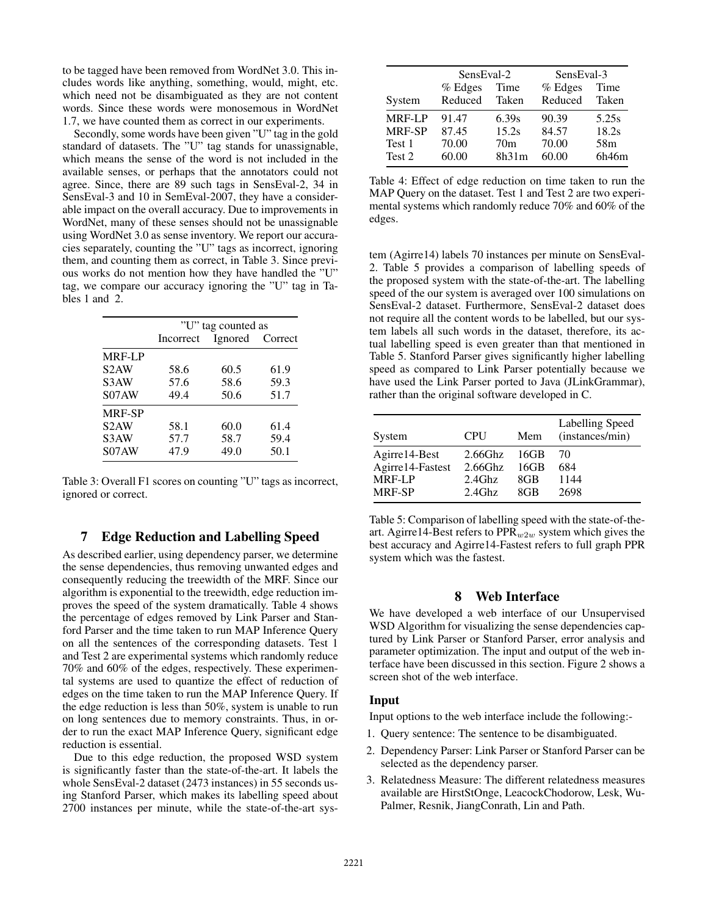to be tagged have been removed from WordNet 3.0. This includes words like anything, something, would, might, etc. which need not be disambiguated as they are not content words. Since these words were monosemous in WordNet 1.7, we have counted them as correct in our experiments.

Secondly, some words have been given "U" tag in the gold standard of datasets. The "U" tag stands for unassignable, which means the sense of the word is not included in the available senses, or perhaps that the annotators could not agree. Since, there are 89 such tags in SensEval-2, 34 in SensEval-3 and 10 in SemEval-2007, they have a considerable impact on the overall accuracy. Due to improvements in WordNet, many of these senses should not be unassignable using WordNet 3.0 as sense inventory. We report our accuracies separately, counting the "U" tags as incorrect, ignoring them, and counting them as correct, in Table 3. Since previous works do not mention how they have handled the "U" tag, we compare our accuracy ignoring the "U" tag in Tables 1 and 2.

| | "U" tag counted as | | |
|---|---|---|---|
| | Incorrect | Ignored | Correct |
| MRF-LP | | | |
| S2AW | 58.6 | 60.5 | 61.9 |
| S3AW | 57.6 | 58.6 | 59.3 |
| S07AW | 49.4 | 50.6 | 51.7 |
| MRF-SP | | | |
| S2AW | 58.1 | 60.0 | 61.4 |
| S3AW | 57.7 | 58.7 | 59.4 |
| S07AW | 47.9 | 49.0 | 50.1 |

Table 3: Overall F1 scores on counting "U" tags as incorrect, ignored or correct.

## 7 Edge Reduction and Labelling Speed

As described earlier, using dependency parser, we determine the sense dependencies, thus removing unwanted edges and consequently reducing the treewidth of the MRF. Since our algorithm is exponential to the treewidth, edge reduction improves the speed of the system dramatically. Table 4 shows the percentage of edges removed by Link Parser and Stanford Parser and the time taken to run MAP Inference Query on all the sentences of the corresponding datasets. Test 1 and Test 2 are experimental systems which randomly reduce 70% and 60% of the edges, respectively. These experimental systems are used to quantize the effect of reduction of edges on the time taken to run the MAP Inference Query. If the edge reduction is less than 50%, system is unable to run on long sentences due to memory constraints. Thus, in order to run the exact MAP Inference Query, significant edge reduction is essential.

Due to this edge reduction, the proposed WSD system is significantly faster than the state-of-the-art. It labels the whole SensEval-2 dataset (2473 instances) in 55 seconds using Stanford Parser, which makes its labelling speed about 2700 instances per minute, while the state-of-the-art system (Agirre14) labels 70 instances per minute on SensEval-2. Table 5 provides a comparison of labelling speeds of the proposed system with the state-of-the-art. The labelling speed of the our system is averaged over 100 simulations on SensEval-2 dataset. Furthermore, SensEval-2 dataset does not require all the content words to be labelled, but our system labels all such words in the dataset, therefore, its actual labelling speed is even greater than that mentioned in Table 5. Stanford Parser gives significantly higher labelling speed as compared to Link Parser potentially because we have used the Link Parser ported to Java (JLinkGrammar), rather than the original software developed in C.

| | SensEval-2 | | SensEval-3 | |
|---|---|---|---|---|
| System | % Edges Reduced | Time Taken | % Edges Reduced | Time Taken |
| MRF-LP | 91.47 | 6.39s | 90.39 | 5.25s |
| MRF-SP | 87.45 | 15.2s | 84.57 | 18.2s |
| Test 1 | 70.00 | 70m | 70.00 | 58m |
| Test 2 | 60.00 | 8h31m | 60.00 | 6h46m |

Table 4: Effect of edge reduction on time taken to run the MAP Query on the dataset. Test 1 and Test 2 are two experimental systems which randomly reduce 70% and 60% of the edges.

| System | CPU | Mem | Labelling Speed (instances/min) |
|---|---|---|---|
| Agirre14-Best | 2.66Ghz | 16GB | 70 |
| Agirre14-Fastest | 2.66Ghz | 16GB | 684 |
| MRF-LP | 2.4Ghz | 8GB | 1144 |
| MRF-SP | 2.4Ghz | 8GB | 2698 |

Table 5: Comparison of labelling speed with the state-of-the-art. Agirre14-Best refers to $\text{PPR}_{w2w}$ system which gives the best accuracy and Agirre14-Fastest refers to full graph PPR system which was the fastest.

## 8 Web Interface

We have developed a web interface of our Unsupervised WSD Algorithm for visualizing the sense dependencies captured by Link Parser or Stanford Parser, error analysis and parameter optimization. The input and output of the web interface have been discussed in this section. Figure 2 shows a screen shot of the web interface.

### Input

Input options to the web interface include the following:-

1. Query sentence: The sentence to be disambiguated.
2. Dependency Parser: Link Parser or Stanford Parser can be selected as the dependency parser.
3. Relatedness Measure: The different relatedness measures available are HirstStOnge, LeacockChodorow, Lesk, Wu-Palmer, Resnik, JiangConrath, Lin and Path.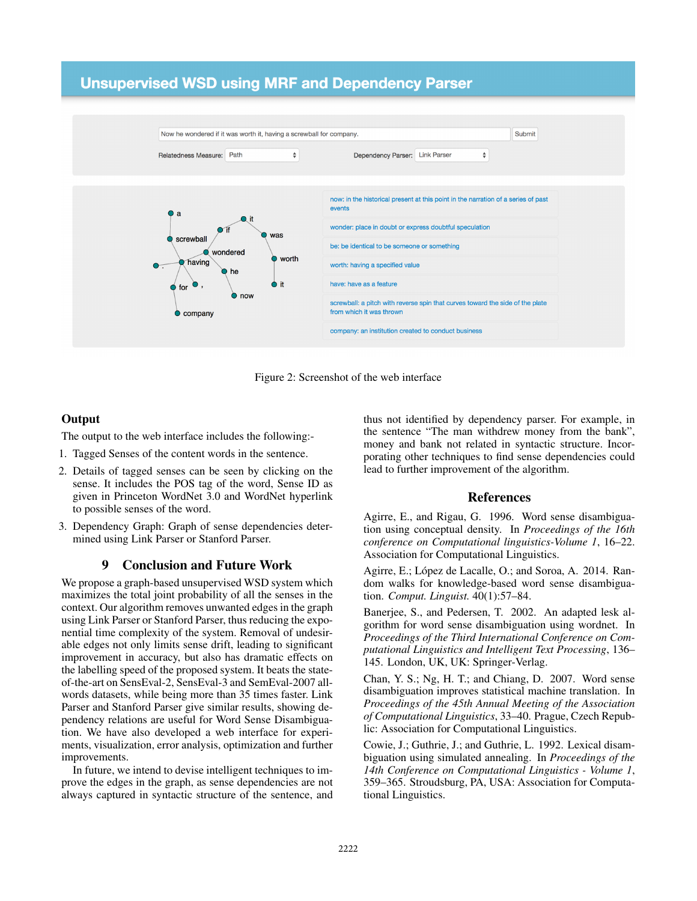Figure 2: Screenshot of the web interface

**Output**

The output to the web interface includes the following:-

1. Tagged Senses of the content words in the sentence.
2. Details of tagged senses can be seen by clicking on the sense. It includes the POS tag of the word, Sense ID as given in Princeton WordNet 3.0 and WordNet hyperlink to possible senses of the word.
3. Dependency Graph: Graph of sense dependencies determined using Link Parser or Stanford Parser.

## 9 Conclusion and Future Work

We propose a graph-based unsupervised WSD system which maximizes the total joint probability of all the senses in the context. Our algorithm removes unwanted edges in the graph using Link Parser or Stanford Parser, thus reducing the exponential time complexity of the system. Removal of undesirable edges not only limits sense drift, leading to significant improvement in accuracy, but also has dramatic effects on the labelling speed of the proposed system. It beats the state-of-the-art on SensEval-2, SensEval-3 and SemEval-2007 all-words datasets, while being more than 35 times faster. Link Parser and Stanford Parser give similar results, showing dependency relations are useful for Word Sense Disambiguation. We have also developed a web interface for experiments, visualization, error analysis, optimization and further improvements.

In future, we intend to devise intelligent techniques to improve the edges in the graph, as sense dependencies are not always captured in syntactic structure of the sentence, and thus not identified by dependency parser. For example, in the sentence "The man withdrew money from the bank", money and bank not related in syntactic structure. Incorporating other techniques to find sense dependencies could lead to further improvement of the algorithm.

## References

Agirre, E., and Rigau, G. 1996. Word sense disambiguation using conceptual density. In *Proceedings of the 16th conference on Computational linguistics-Volume 1*, 16–22. Association for Computational Linguistics.

Agirre, E.; López de Lacalle, O.; and Soroa, A. 2014. Random walks for knowledge-based word sense disambiguation. *Comput. Linguist.* 40(1):57–84.

Banerjee, S., and Pedersen, T. 2002. An adapted lesk algorithm for word sense disambiguation using wordnet. In *Proceedings of the Third International Conference on Computational Linguistics and Intelligent Text Processing*, 136–145. London, UK, UK: Springer-Verlag.

Chan, Y. S.; Ng, H. T.; and Chiang, D. 2007. Word sense disambiguation improves statistical machine translation. In *Proceedings of the 45th Annual Meeting of the Association of Computational Linguistics*, 33–40. Prague, Czech Republic: Association for Computational Linguistics.

Cowie, J.; Guthrie, J.; and Guthrie, L. 1992. Lexical disambiguation using simulated annealing. In *Proceedings of the 14th Conference on Computational Linguistics - Volume 1*, 359–365. Stroudsburg, PA, USA: Association for Computational Linguistics.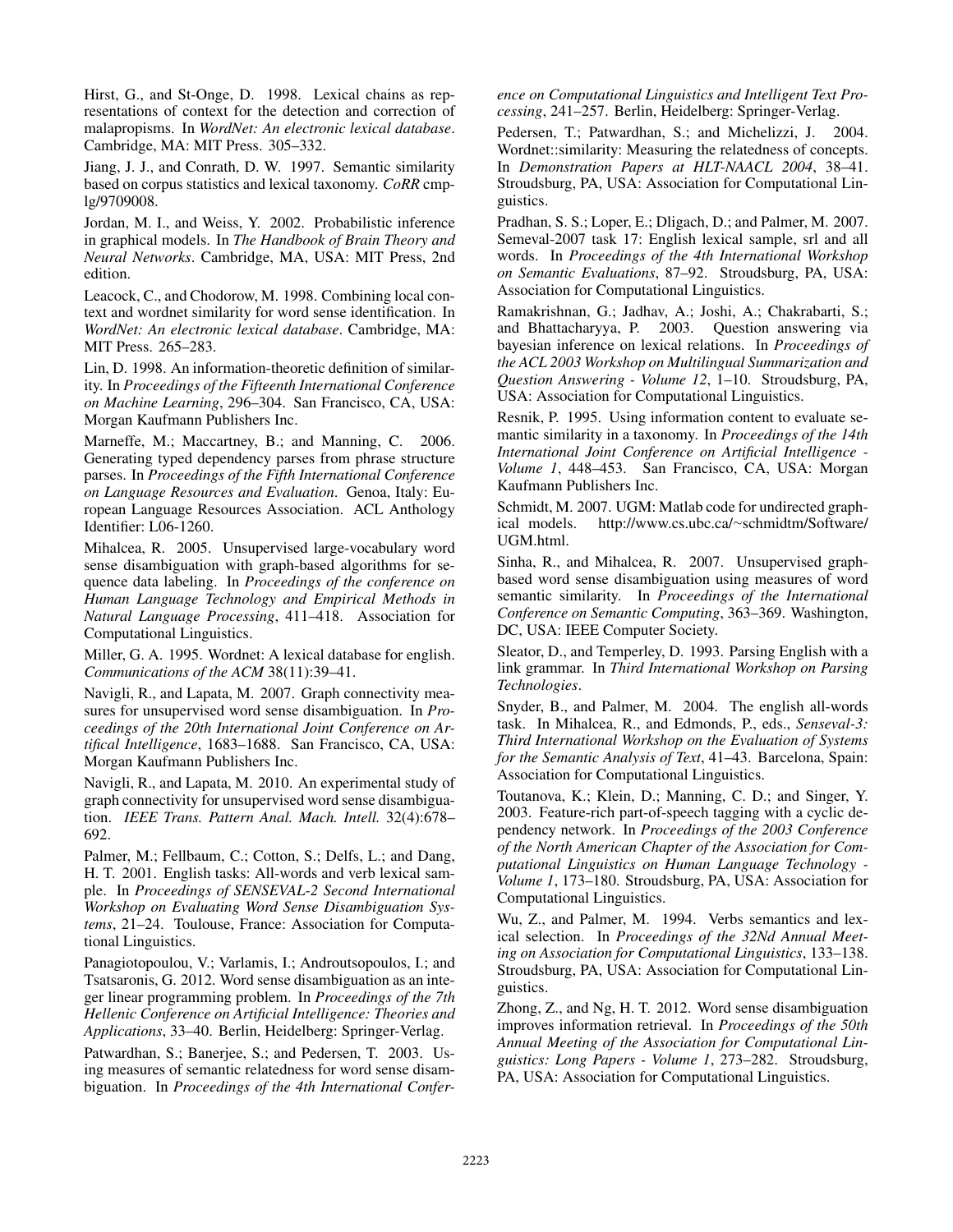Hirst, G., and St-Onge, D. 1998. Lexical chains as representations of context for the detection and correction of malapropisms. In *WordNet: An electronic lexical database*. Cambridge, MA: MIT Press. 305–332.

Jiang, J. J., and Conrath, D. W. 1997. Semantic similarity based on corpus statistics and lexical taxonomy. *CoRR* cmp-lg/9709008.

Jordan, M. I., and Weiss, Y. 2002. Probabilistic inference in graphical models. In *The Handbook of Brain Theory and Neural Networks*. Cambridge, MA, USA: MIT Press, 2nd edition.

Leacock, C., and Chodorow, M. 1998. Combining local context and wordnet similarity for word sense identification. In *WordNet: An electronic lexical database*. Cambridge, MA: MIT Press. 265–283.

Lin, D. 1998. An information-theoretic definition of similarity. In *Proceedings of the Fifteenth International Conference on Machine Learning*, 296–304. San Francisco, CA, USA: Morgan Kaufmann Publishers Inc.

Marneffe, M.; Maccartney, B.; and Manning, C. 2006. Generating typed dependency parses from phrase structure parses. In *Proceedings of the Fifth International Conference on Language Resources and Evaluation*. Genoa, Italy: European Language Resources Association. ACL Anthology Identifier: L06-1260.

Mihalcea, R. 2005. Unsupervised large-vocabulary word sense disambiguation with graph-based algorithms for sequence data labeling. In *Proceedings of the conference on Human Language Technology and Empirical Methods in Natural Language Processing*, 411–418. Association for Computational Linguistics.

Miller, G. A. 1995. Wordnet: A lexical database for english. *Communications of the ACM* 38(11):39–41.

Navigli, R., and Lapata, M. 2007. Graph connectivity measures for unsupervised word sense disambiguation. In *Proceedings of the 20th International Joint Conference on Artifical Intelligence*, 1683–1688. San Francisco, CA, USA: Morgan Kaufmann Publishers Inc.

Navigli, R., and Lapata, M. 2010. An experimental study of graph connectivity for unsupervised word sense disambiguation. *IEEE Trans. Pattern Anal. Mach. Intell.* 32(4):678–692.

Palmer, M.; Fellbaum, C.; Cotton, S.; Delfs, L.; and Dang, H. T. 2001. English tasks: All-words and verb lexical sample. In *Proceedings of SENSEVAL-2 Second International Workshop on Evaluating Word Sense Disambiguation Systems*, 21–24. Toulouse, France: Association for Computational Linguistics.

Panagiotopoulou, V.; Varlamis, I.; Androutsopoulos, I.; and Tsatsaronis, G. 2012. Word sense disambiguation as an integer linear programming problem. In *Proceedings of the 7th Hellenic Conference on Artificial Intelligence: Theories and Applications*, 33–40. Berlin, Heidelberg: Springer-Verlag.

Patwardhan, S.; Banerjee, S.; and Pedersen, T. 2003. Using measures of semantic relatedness for word sense disambiguation. In *Proceedings of the 4th International Conference on Computational Linguistics and Intelligent Text Processing*, 241–257. Berlin, Heidelberg: Springer-Verlag.

Pedersen, T.; Patwardhan, S.; and Michelizzi, J. 2004. Wordnet::similarity: Measuring the relatedness of concepts. In *Demonstration Papers at HLT-NAACL 2004*, 38–41. Stroudsburg, PA, USA: Association for Computational Linguistics.

Pradhan, S. S.; Loper, E.; Dligach, D.; and Palmer, M. 2007. Semeval-2007 task 17: English lexical sample, srl and all words. In *Proceedings of the 4th International Workshop on Semantic Evaluations*, 87–92. Stroudsburg, PA, USA: Association for Computational Linguistics.

Ramakrishnan, G.; Jadhav, A.; Joshi, A.; Chakrabarti, S.; and Bhattacharyya, P. 2003. Question answering via bayesian inference on lexical relations. In *Proceedings of the ACL 2003 Workshop on Multilingual Summarization and Question Answering - Volume 12*, 1–10. Stroudsburg, PA, USA: Association for Computational Linguistics.

Resnik, P. 1995. Using information content to evaluate semantic similarity in a taxonomy. In *Proceedings of the 14th International Joint Conference on Artificial Intelligence - Volume 1*, 448–453. San Francisco, CA, USA: Morgan Kaufmann Publishers Inc.

Schmidt, M. 2007. UGM: Matlab code for undirected graphical models. http://www.cs.ubc.ca/~schmidtm/Software/UGM.html.

Sinha, R., and Mihalcea, R. 2007. Unsupervised graph-based word sense disambiguation using measures of word semantic similarity. In *Proceedings of the International Conference on Semantic Computing*, 363–369. Washington, DC, USA: IEEE Computer Society.

Sleator, D., and Temperley, D. 1993. Parsing English with a link grammar. In *Third International Workshop on Parsing Technologies*.

Snyder, B., and Palmer, M. 2004. The english all-words task. In Mihalcea, R., and Edmonds, P., eds., *Senseval-3: Third International Workshop on the Evaluation of Systems for the Semantic Analysis of Text*, 41–43. Barcelona, Spain: Association for Computational Linguistics.

Toutanova, K.; Klein, D.; Manning, C. D.; and Singer, Y. 2003. Feature-rich part-of-speech tagging with a cyclic dependency network. In *Proceedings of the 2003 Conference of the North American Chapter of the Association for Computational Linguistics on Human Language Technology - Volume 1*, 173–180. Stroudsburg, PA, USA: Association for Computational Linguistics.

Wu, Z., and Palmer, M. 1994. Verbs semantics and lexical selection. In *Proceedings of the 32Nd Annual Meeting on Association for Computational Linguistics*, 133–138. Stroudsburg, PA, USA: Association for Computational Linguistics.

Zhong, Z., and Ng, H. T. 2012. Word sense disambiguation improves information retrieval. In *Proceedings of the 50th Annual Meeting of the Association for Computational Linguistics: Long Papers - Volume 1*, 273–282. Stroudsburg, PA, USA: Association for Computational Linguistics.